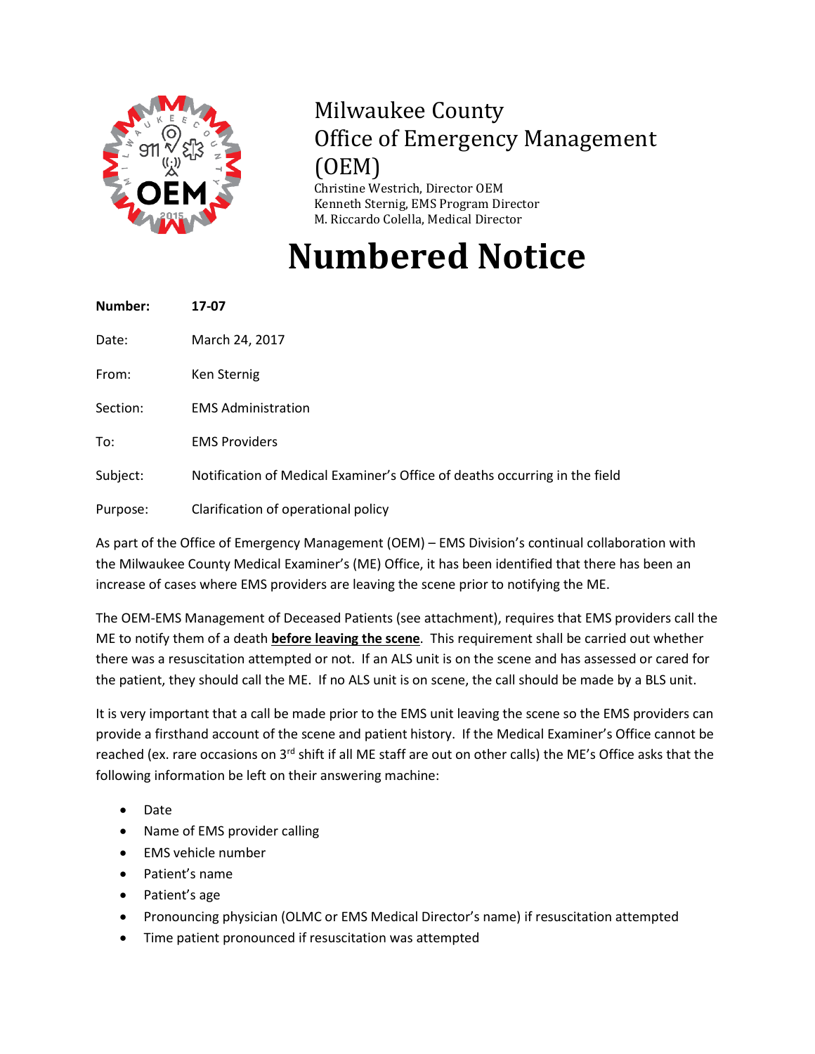# Milwaukee County Office of Emergency Management (OEM)

Christine Westrich, Director OEM
Kenneth Sternig, EMS Program Director
M. Riccardo Colella, Medical Director

# Numbered Notice

| | |
|---|---|
| **Number:** | **17-07** |
| Date: | March 24, 2017 |
| From: | Ken Sternig |
| Section: | EMS Administration |
| To: | EMS Providers |
| Subject: | Notification of Medical Examiner's Office of deaths occurring in the field |
| Purpose: | Clarification of operational policy |

As part of the Office of Emergency Management (OEM) – EMS Division's continual collaboration with the Milwaukee County Medical Examiner's (ME) Office, it has been identified that there has been an increase of cases where EMS providers are leaving the scene prior to notifying the ME.

The OEM-EMS Management of Deceased Patients (see attachment), requires that EMS providers call the ME to notify them of a death **before leaving the scene**. This requirement shall be carried out whether there was a resuscitation attempted or not. If an ALS unit is on the scene and has assessed or cared for the patient, they should call the ME. If no ALS unit is on scene, the call should be made by a BLS unit.

It is very important that a call be made prior to the EMS unit leaving the scene so the EMS providers can provide a firsthand account of the scene and patient history. If the Medical Examiner's Office cannot be reached (ex. rare occasions on 3rd shift if all ME staff are out on other calls) the ME's Office asks that the following information be left on their answering machine:

- Date
- Name of EMS provider calling
- EMS vehicle number
- Patient's name
- Patient's age
- Pronouncing physician (OLMC or EMS Medical Director's name) if resuscitation attempted
- Time patient pronounced if resuscitation was attempted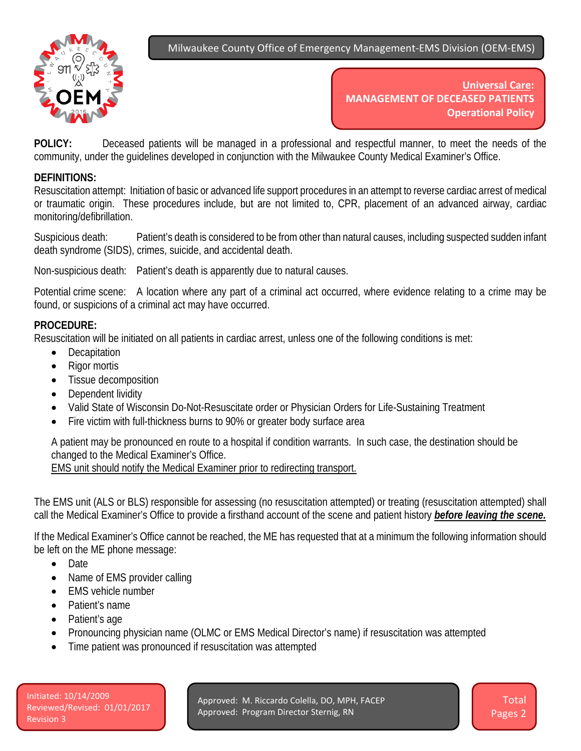Milwaukee County Office of Emergency Management-EMS Division (OEM-EMS)

**Universal Care:**
**MANAGEMENT OF DECEASED PATIENTS**
**Operational Policy**

**POLICY:** Deceased patients will be managed in a professional and respectful manner, to meet the needs of the community, under the guidelines developed in conjunction with the Milwaukee County Medical Examiner's Office.

**DEFINITIONS:**
Resuscitation attempt: Initiation of basic or advanced life support procedures in an attempt to reverse cardiac arrest of medical or traumatic origin. These procedures include, but are not limited to, CPR, placement of an advanced airway, cardiac monitoring/defibrillation.

Suspicious death: Patient's death is considered to be from other than natural causes, including suspected sudden infant death syndrome (SIDS), crimes, suicide, and accidental death.

Non-suspicious death: Patient's death is apparently due to natural causes.

Potential crime scene: A location where any part of a criminal act occurred, where evidence relating to a crime may be found, or suspicions of a criminal act may have occurred.

**PROCEDURE:**
Resuscitation will be initiated on all patients in cardiac arrest, unless one of the following conditions is met:

- Decapitation
- Rigor mortis
- Tissue decomposition
- Dependent lividity
- Valid State of Wisconsin Do-Not-Resuscitate order or Physician Orders for Life-Sustaining Treatment
- Fire victim with full-thickness burns to 90% or greater body surface area

A patient may be pronounced en route to a hospital if condition warrants. In such case, the destination should be changed to the Medical Examiner's Office.
EMS unit should notify the Medical Examiner prior to redirecting transport.

The EMS unit (ALS or BLS) responsible for assessing (no resuscitation attempted) or treating (resuscitation attempted) shall call the Medical Examiner's Office to provide a firsthand account of the scene and patient history ***before leaving the scene.***

If the Medical Examiner's Office cannot be reached, the ME has requested that at a minimum the following information should be left on the ME phone message:

- Date
- Name of EMS provider calling
- EMS vehicle number
- Patient's name
- Patient's age
- Pronouncing physician name (OLMC or EMS Medical Director's name) if resuscitation was attempted
- Time patient was pronounced if resuscitation was attempted

Initiated: 10/14/2009
Reviewed/Revised: 01/01/2017
Revision 3

Approved: M. Riccardo Colella, DO, MPH, FACEP
Approved: Program Director Sternig, RN

Total Pages 2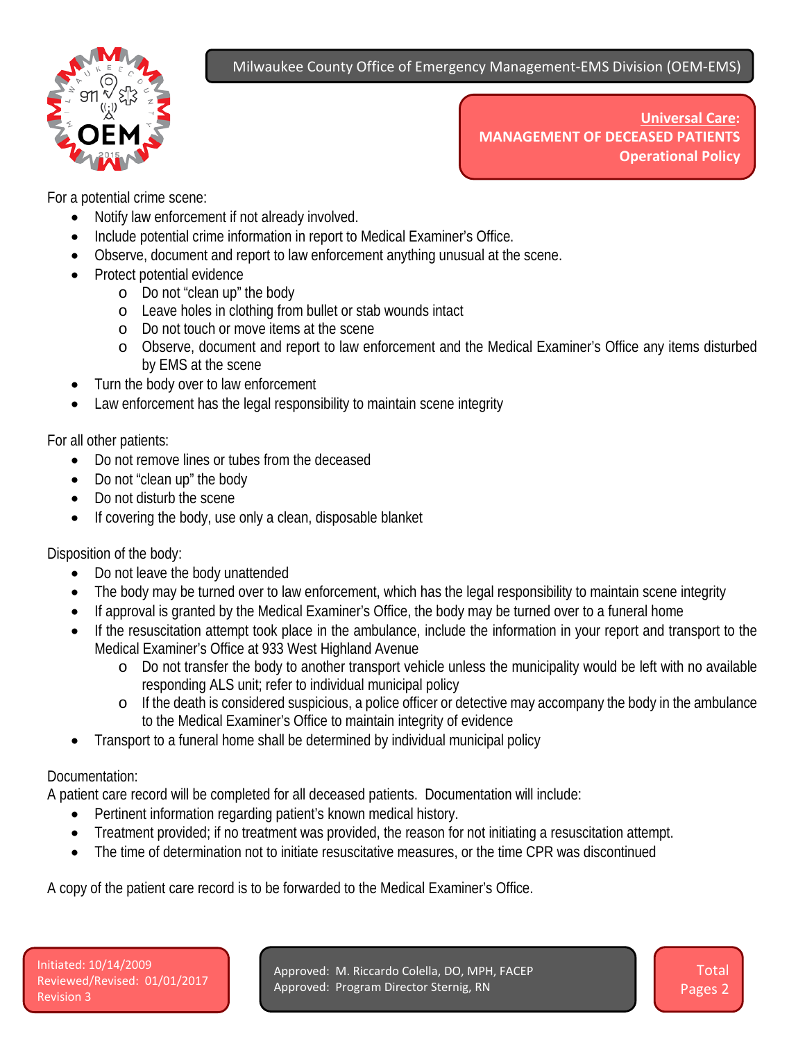For a potential crime scene:

- Notify law enforcement if not already involved.
- Include potential crime information in report to Medical Examiner's Office.
- Observe, document and report to law enforcement anything unusual at the scene.
- Protect potential evidence
  - Do not "clean up" the body
  - Leave holes in clothing from bullet or stab wounds intact
  - Do not touch or move items at the scene
  - Observe, document and report to law enforcement and the Medical Examiner's Office any items disturbed by EMS at the scene
- Turn the body over to law enforcement
- Law enforcement has the legal responsibility to maintain scene integrity

For all other patients:

- Do not remove lines or tubes from the deceased
- Do not "clean up" the body
- Do not disturb the scene
- If covering the body, use only a clean, disposable blanket

Disposition of the body:

- Do not leave the body unattended
- The body may be turned over to law enforcement, which has the legal responsibility to maintain scene integrity
- If approval is granted by the Medical Examiner's Office, the body may be turned over to a funeral home
- If the resuscitation attempt took place in the ambulance, include the information in your report and transport to the Medical Examiner's Office at 933 West Highland Avenue
  - Do not transfer the body to another transport vehicle unless the municipality would be left with no available responding ALS unit; refer to individual municipal policy
  - If the death is considered suspicious, a police officer or detective may accompany the body in the ambulance to the Medical Examiner's Office to maintain integrity of evidence
- Transport to a funeral home shall be determined by individual municipal policy

Documentation:

A patient care record will be completed for all deceased patients. Documentation will include:

- Pertinent information regarding patient's known medical history.
- Treatment provided; if no treatment was provided, the reason for not initiating a resuscitation attempt.
- The time of determination not to initiate resuscitative measures, or the time CPR was discontinued

A copy of the patient care record is to be forwarded to the Medical Examiner's Office.